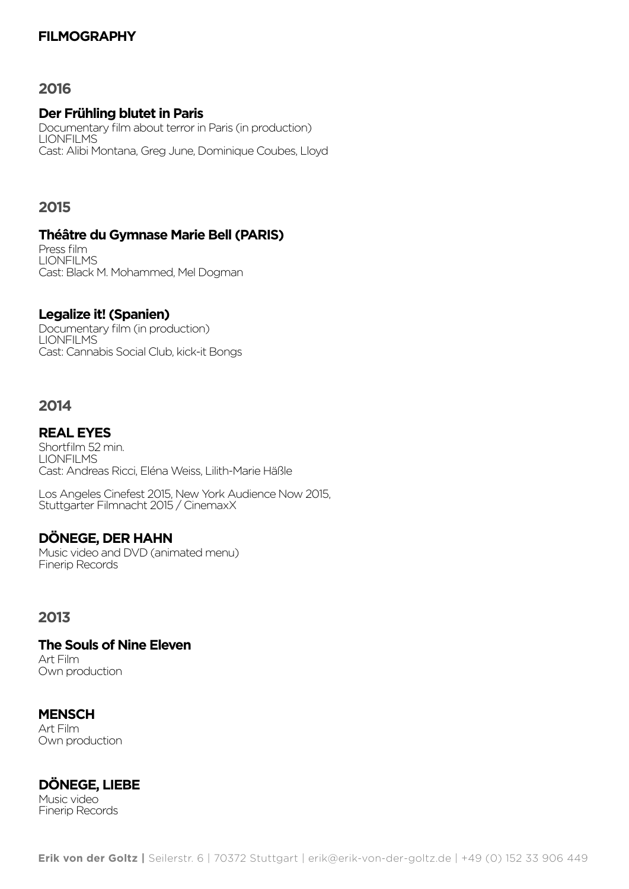# FILMOGRAPHY

## 2016

### Der Frühling blutet in Paris

Documentary film about terror in Paris (in production)
LIONFILMS
Cast: Alibi Montana, Greg June, Dominique Coubes, Lloyd

## 2015

### Théâtre du Gymnase Marie Bell (PARIS)

Press film
LIONFILMS
Cast: Black M. Mohammed, Mel Dogman

### Legalize it! (Spanien)

Documentary film (in production)
LIONFILMS
Cast: Cannabis Social Club, kick-it Bongs

## 2014

### REAL EYES

Shortfilm 52 min.
LIONFILMS
Cast: Andreas Ricci, Eléna Weiss, Lilith-Marie Häßle

Los Angeles Cinefest 2015, New York Audience Now 2015,
Stuttgarter Filmnacht 2015 / CinemaxX

### DÖNEGE, DER HAHN

Music video and DVD (animated menu)
Finerip Records

## 2013

### The Souls of Nine Eleven

Art Film
Own production

### MENSCH

Art Film
Own production

### DÖNEGE, LIEBE

Music video
Finerip Records

**Erik von der Goltz |** Seilerstr. 6 | 70372 Stuttgart | erik@erik-von-der-goltz.de | +49 (0) 152 33 906 449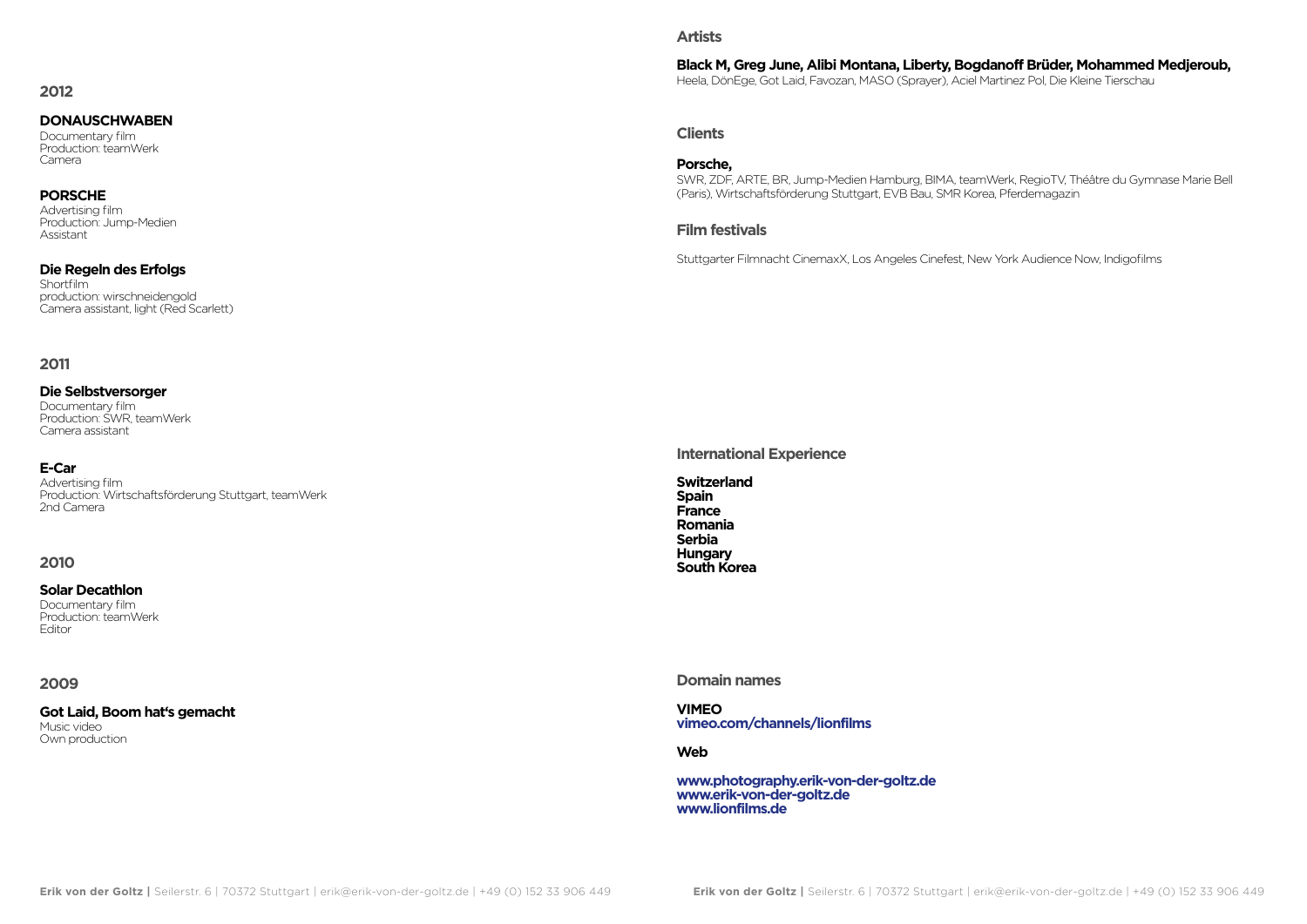## 2012

**DONAUSCHWABEN**
Documentary film
Production: teamWerk
Camera

**PORSCHE**
Advertising film
Production: Jump-Medien
Assistant

**Die Regeln des Erfolgs**
Shortfilm
production: wirschneidengold
Camera assistant, light (Red Scarlett)

## 2011

**Die Selbstversorger**
Documentary film
Production: SWR, teamWerk
Camera assistant

**E-Car**
Advertising film
Production: Wirtschaftsförderung Stuttgart, teamWerk
2nd Camera

## 2010

**Solar Decathlon**
Documentary film
Production: teamWerk
Editor

## 2009

**Got Laid, Boom hat's gemacht**
Music video
Own production

## Artists

**Black M, Greg June, Alibi Montana, Liberty, Bogdanoff Brüder, Mohammed Medjeroub,**
Heela, DönEge, Got Laid, Favozan, MASO (Sprayer), Aciel Martinez Pol, Die Kleine Tierschau

## Clients

**Porsche,**
SWR, ZDF, ARTE, BR, Jump-Medien Hamburg, BIMA, teamWerk, RegioTV, Théâtre du Gymnase Marie Bell (Paris), Wirtschaftsförderung Stuttgart, EVB Bau, SMR Korea, Pferdemagazin

## Film festivals

Stuttgarter Filmnacht CinemaxX, Los Angeles Cinefest, New York Audience Now, Indigofilms

## International Experience

**Switzerland**
**Spain**
**France**
**Romania**
**Serbia**
**Hungary**
**South Korea**

## Domain names

**VIMEO**
**vimeo.com/channels/lionfilms**

**Web**

**www.photography.erik-von-der-goltz.de**
**www.erik-von-der-goltz.de**
**www.lionfilms.de**

**Erik von der Goltz |** Seilerstr. 6 | 70372 Stuttgart | erik@erik-von-der-goltz.de | +49 (0) 152 33 906 449